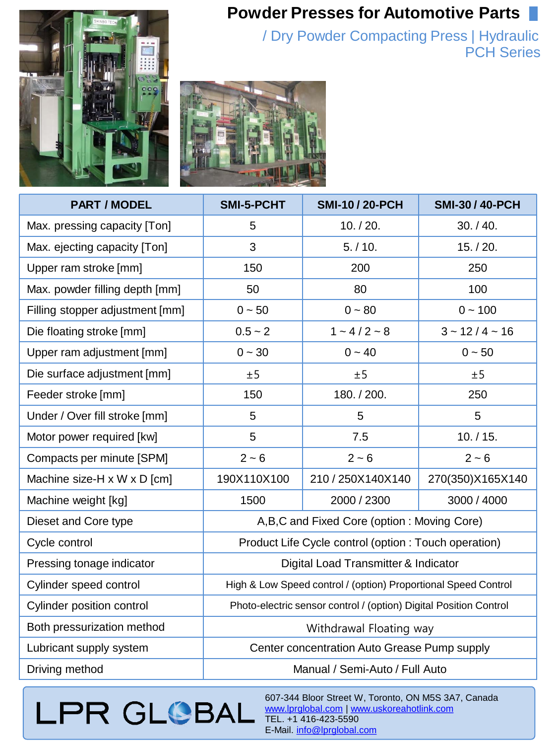# Powder Presses for Automotive Parts

## / Dry Powder Compacting Press | Hydraulic PCH Series

| PART / MODEL | SMI-5-PCHT | SMI-10 / 20-PCH | SMI-30 / 40-PCH |
|---|---|---|---|
| Max. pressing capacity [Ton] | 5 | 10. / 20. | 30. / 40. |
| Max. ejecting capacity [Ton] | 3 | 5. / 10. | 15. / 20. |
| Upper ram stroke [mm] | 150 | 200 | 250 |
| Max. powder filling depth [mm] | 50 | 80 | 100 |
| Filling stopper adjustment [mm] | 0 ~ 50 | 0 ~ 80 | 0 ~ 100 |
| Die floating stroke [mm] | 0.5 ~ 2 | 1 ~ 4 / 2 ~ 8 | 3 ~ 12 / 4 ~ 16 |
| Upper ram adjustment [mm] | 0 ~ 30 | 0 ~ 40 | 0 ~ 50 |
| Die surface adjustment [mm] | ±5 | ±5 | ±5 |
| Feeder stroke [mm] | 150 | 180. / 200. | 250 |
| Under / Over fill stroke [mm] | 5 | 5 | 5 |
| Motor power required [kw] | 5 | 7.5 | 10. / 15. |
| Compacts per minute [SPM] | 2 ~ 6 | 2 ~ 6 | 2 ~ 6 |
| Machine size-H x W x D [cm] | 190X110X100 | 210 / 250X140X140 | 270(350)X165X140 |
| Machine weight [kg] | 1500 | 2000 / 2300 | 3000 / 4000 |
| Dieset and Core type | A,B,C and Fixed Core (option : Moving Core) | | |
| Cycle control | Product Life Cycle control (option : Touch operation) | | |
| Pressing tonage indicator | Digital Load Transmitter & Indicator | | |
| Cylinder speed control | High & Low Speed control / (option) Proportional Speed Control | | |
| Cylinder position control | Photo-electric sensor control / (option) Digital Position Control | | |
| Both pressurization method | Withdrawal Floating way | | |
| Lubricant supply system | Center concentration Auto Grease Pump supply | | |
| Driving method | Manual / Semi-Auto / Full Auto | | |

LPR GLOBAL

607-344 Bloor Street W, Toronto, ON M5S 3A7, Canada
www.lprglobal.com | www.uskoreahotlink.com
TEL. +1 416-423-5590
E-Mail. info@lprglobal.com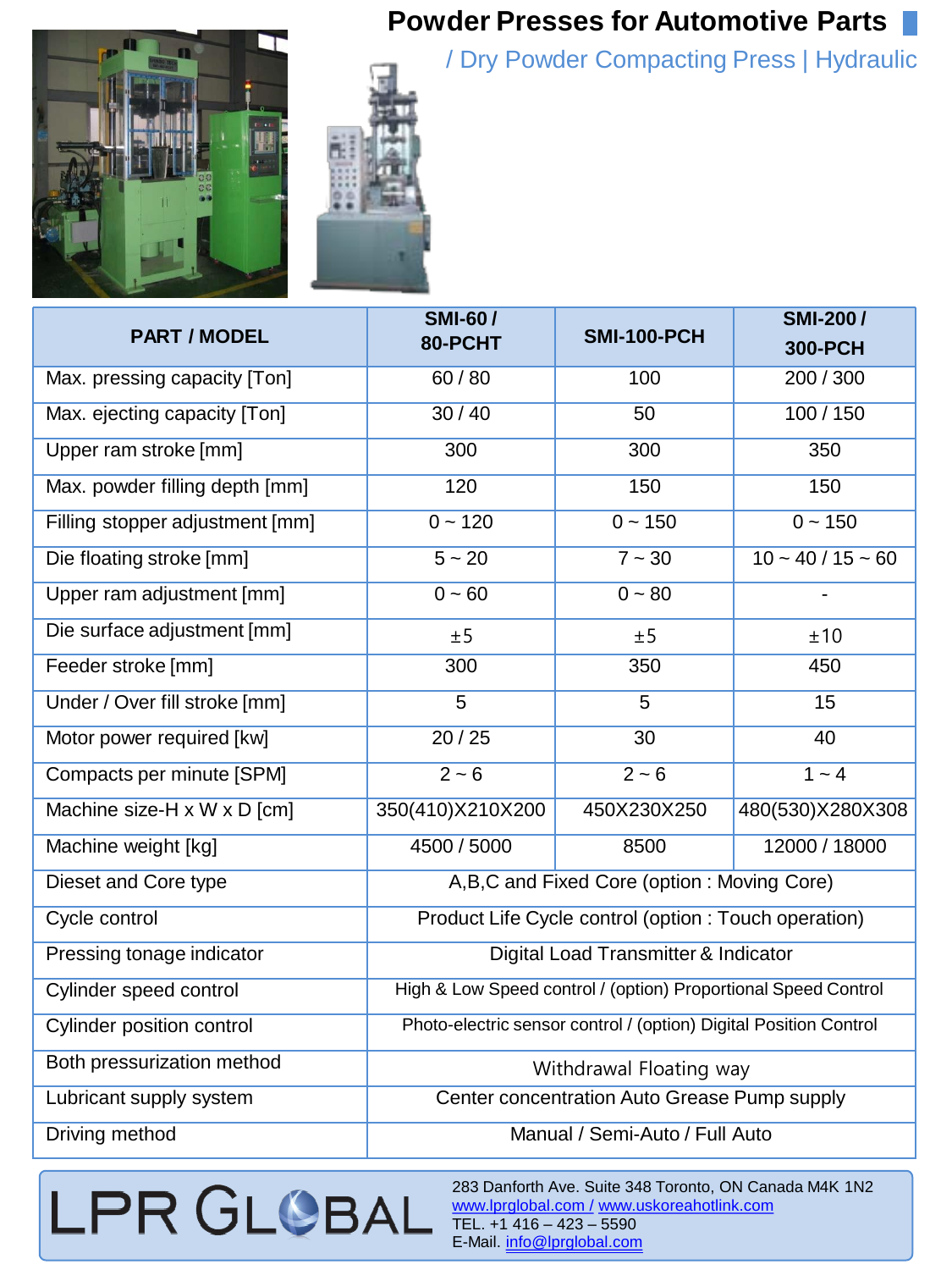# Powder Presses for Automotive Parts

## / Dry Powder Compacting Press | Hydraulic

| PART / MODEL | SMI-60 / 80-PCHT | SMI-100-PCH | SMI-200 / 300-PCH |
|---|---|---|---|
| Max. pressing capacity [Ton] | 60 / 80 | 100 | 200 / 300 |
| Max. ejecting capacity [Ton] | 30 / 40 | 50 | 100 / 150 |
| Upper ram stroke [mm] | 300 | 300 | 350 |
| Max. powder filling depth [mm] | 120 | 150 | 150 |
| Filling stopper adjustment [mm] | 0 ~ 120 | 0 ~ 150 | 0 ~ 150 |
| Die floating stroke [mm] | 5 ~ 20 | 7 ~ 30 | 10 ~ 40 / 15 ~ 60 |
| Upper ram adjustment [mm] | 0 ~ 60 | 0 ~ 80 | - |
| Die surface adjustment [mm] | ±5 | ±5 | ±10 |
| Feeder stroke [mm] | 300 | 350 | 450 |
| Under / Over fill stroke [mm] | 5 | 5 | 15 |
| Motor power required [kw] | 20 / 25 | 30 | 40 |
| Compacts per minute [SPM] | 2 ~ 6 | 2 ~ 6 | 1 ~ 4 |
| Machine size-H x W x D [cm] | 350(410)X210X200 | 450X230X250 | 480(530)X280X308 |
| Machine weight [kg] | 4500 / 5000 | 8500 | 12000 / 18000 |
| Dieset and Core type | A,B,C and Fixed Core (option : Moving Core) | | |
| Cycle control | Product Life Cycle control (option : Touch operation) | | |
| Pressing tonage indicator | Digital Load Transmitter & Indicator | | |
| Cylinder speed control | High & Low Speed control / (option) Proportional Speed Control | | |
| Cylinder position control | Photo-electric sensor control / (option) Digital Position Control | | |
| Both pressurization method | Withdrawal Floating way | | |
| Lubricant supply system | Center concentration Auto Grease Pump supply | | |
| Driving method | Manual / Semi-Auto / Full Auto | | |

LPR GLOBAL

283 Danforth Ave. Suite 348 Toronto, ON Canada M4K 1N2
www.lprglobal.com / www.uskoreahotlink.com
TEL. +1 416 – 423 – 5590
E-Mail. info@lprglobal.com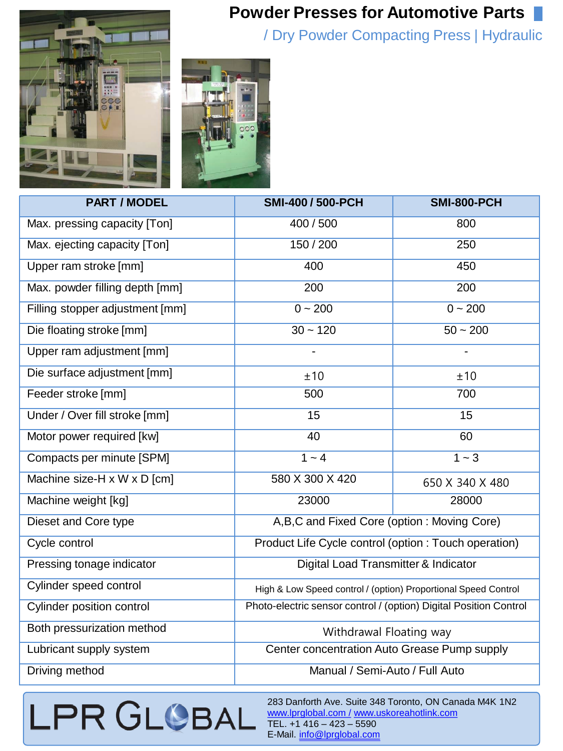# Powder Presses for Automotive Parts

## / Dry Powder Compacting Press | Hydraulic

| PART / MODEL | SMI-400 / 500-PCH | SMI-800-PCH |
|---|---|---|
| Max. pressing capacity [Ton] | 400 / 500 | 800 |
| Max. ejecting capacity [Ton] | 150 / 200 | 250 |
| Upper ram stroke [mm] | 400 | 450 |
| Max. powder filling depth [mm] | 200 | 200 |
| Filling stopper adjustment [mm] | 0 ~ 200 | 0 ~ 200 |
| Die floating stroke [mm] | 30 ~ 120 | 50 ~ 200 |
| Upper ram adjustment [mm] | - | - |
| Die surface adjustment [mm] | ±10 | ±10 |
| Feeder stroke [mm] | 500 | 700 |
| Under / Over fill stroke [mm] | 15 | 15 |
| Motor power required [kw] | 40 | 60 |
| Compacts per minute [SPM] | 1 ~ 4 | 1 ~ 3 |
| Machine size-H x W x D [cm] | 580 X 300 X 420 | 650 X 340 X 480 |
| Machine weight [kg] | 23000 | 28000 |
| Dieset and Core type | A,B,C and Fixed Core (option : Moving Core) | |
| Cycle control | Product Life Cycle control (option : Touch operation) | |
| Pressing tonage indicator | Digital Load Transmitter & Indicator | |
| Cylinder speed control | High & Low Speed control / (option) Proportional Speed Control | |
| Cylinder position control | Photo-electric sensor control / (option) Digital Position Control | |
| Both pressurization method | Withdrawal Floating way | |
| Lubricant supply system | Center concentration Auto Grease Pump supply | |
| Driving method | Manual / Semi-Auto / Full Auto | |

LPR GLOBAL

283 Danforth Ave. Suite 348 Toronto, ON Canada M4K 1N2
www.lprglobal.com / www.uskoreahotlink.com
TEL. +1 416 – 423 – 5590
E-Mail. info@lprglobal.com